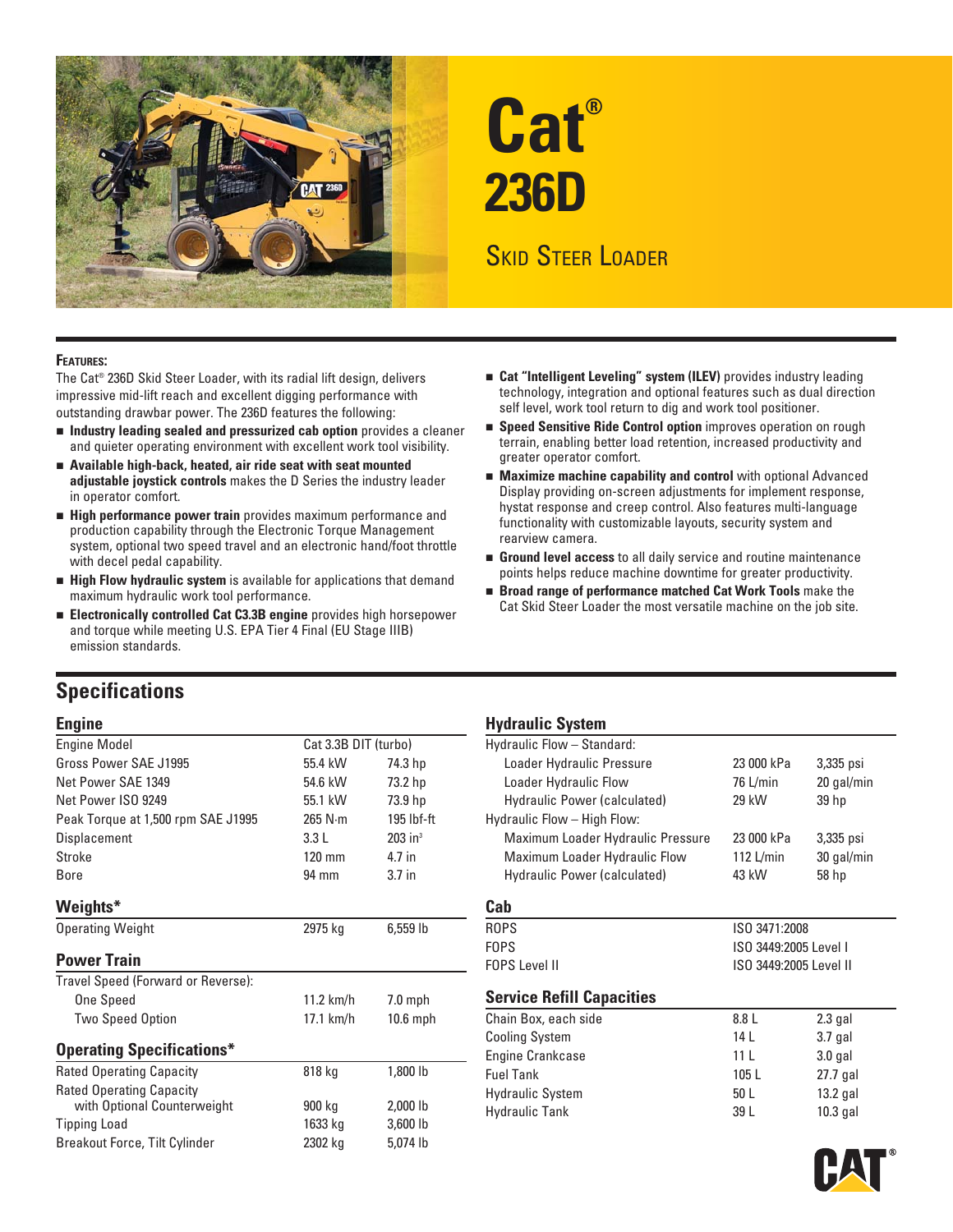# Cat® 236D

## Skid Steer Loader

**Features:**

The Cat® 236D Skid Steer Loader, with its radial lift design, delivers impressive mid-lift reach and excellent digging performance with outstanding drawbar power. The 236D features the following:

- **Industry leading sealed and pressurized cab option** provides a cleaner and quieter operating environment with excellent work tool visibility.
- **Available high-back, heated, air ride seat with seat mounted adjustable joystick controls** makes the D Series the industry leader in operator comfort.
- **High performance power train** provides maximum performance and production capability through the Electronic Torque Management system, optional two speed travel and an electronic hand/foot throttle with decel pedal capability.
- **High Flow hydraulic system** is available for applications that demand maximum hydraulic work tool performance.
- **Electronically controlled Cat C3.3B engine** provides high horsepower and torque while meeting U.S. EPA Tier 4 Final (EU Stage IIIB) emission standards.
- **Cat "Intelligent Leveling" system (ILEV)** provides industry leading technology, integration and optional features such as dual direction self level, work tool return to dig and work tool positioner.
- **Speed Sensitive Ride Control option** improves operation on rough terrain, enabling better load retention, increased productivity and greater operator comfort.
- **Maximize machine capability and control** with optional Advanced Display providing on-screen adjustments for implement response, hystat response and creep control. Also features multi-language functionality with customizable layouts, security system and rearview camera.
- **Ground level access** to all daily service and routine maintenance points helps reduce machine downtime for greater productivity.
- **Broad range of performance matched Cat Work Tools** make the Cat Skid Steer Loader the most versatile machine on the job site.

## Specifications

### Engine

| | | |
|---|---|---|
| Engine Model | Cat 3.3B DIT (turbo) | |
| Gross Power SAE J1995 | 55.4 kW | 74.3 hp |
| Net Power SAE 1349 | 54.6 kW | 73.2 hp |
| Net Power ISO 9249 | 55.1 kW | 73.9 hp |
| Peak Torque at 1,500 rpm SAE J1995 | 265 N·m | 195 lbf-ft |
| Displacement | 3.3 L | 203 in³ |
| Stroke | 120 mm | 4.7 in |
| Bore | 94 mm | 3.7 in |

### Weights*

| | | |
|---|---|---|
| Operating Weight | 2975 kg | 6,559 lb |

### Power Train

| | | |
|---|---|---|
| Travel Speed (Forward or Reverse): | | |
| One Speed | 11.2 km/h | 7.0 mph |
| Two Speed Option | 17.1 km/h | 10.6 mph |

### Operating Specifications*

| | | |
|---|---|---|
| Rated Operating Capacity | 818 kg | 1,800 lb |
| Rated Operating Capacity with Optional Counterweight | 900 kg | 2,000 lb |
| Tipping Load | 1633 kg | 3,600 lb |
| Breakout Force, Tilt Cylinder | 2302 kg | 5,074 lb |

### Hydraulic System

| | | |
|---|---|---|
| Hydraulic Flow – Standard: | | |
| Loader Hydraulic Pressure | 23 000 kPa | 3,335 psi |
| Loader Hydraulic Flow | 76 L/min | 20 gal/min |
| Hydraulic Power (calculated) | 29 kW | 39 hp |
| Hydraulic Flow – High Flow: | | |
| Maximum Loader Hydraulic Pressure | 23 000 kPa | 3,335 psi |
| Maximum Loader Hydraulic Flow | 112 L/min | 30 gal/min |
| Hydraulic Power (calculated) | 43 kW | 58 hp |

### Cab

| | |
|---|---|
| ROPS | ISO 3471:2008 |
| FOPS | ISO 3449:2005 Level I |
| FOPS Level II | ISO 3449:2005 Level II |

### Service Refill Capacities

| | | |
|---|---|---|
| Chain Box, each side | 8.8 L | 2.3 gal |
| Cooling System | 14 L | 3.7 gal |
| Engine Crankcase | 11 L | 3.0 gal |
| Fuel Tank | 105 L | 27.7 gal |
| Hydraulic System | 50 L | 13.2 gal |
| Hydraulic Tank | 39 L | 10.3 gal |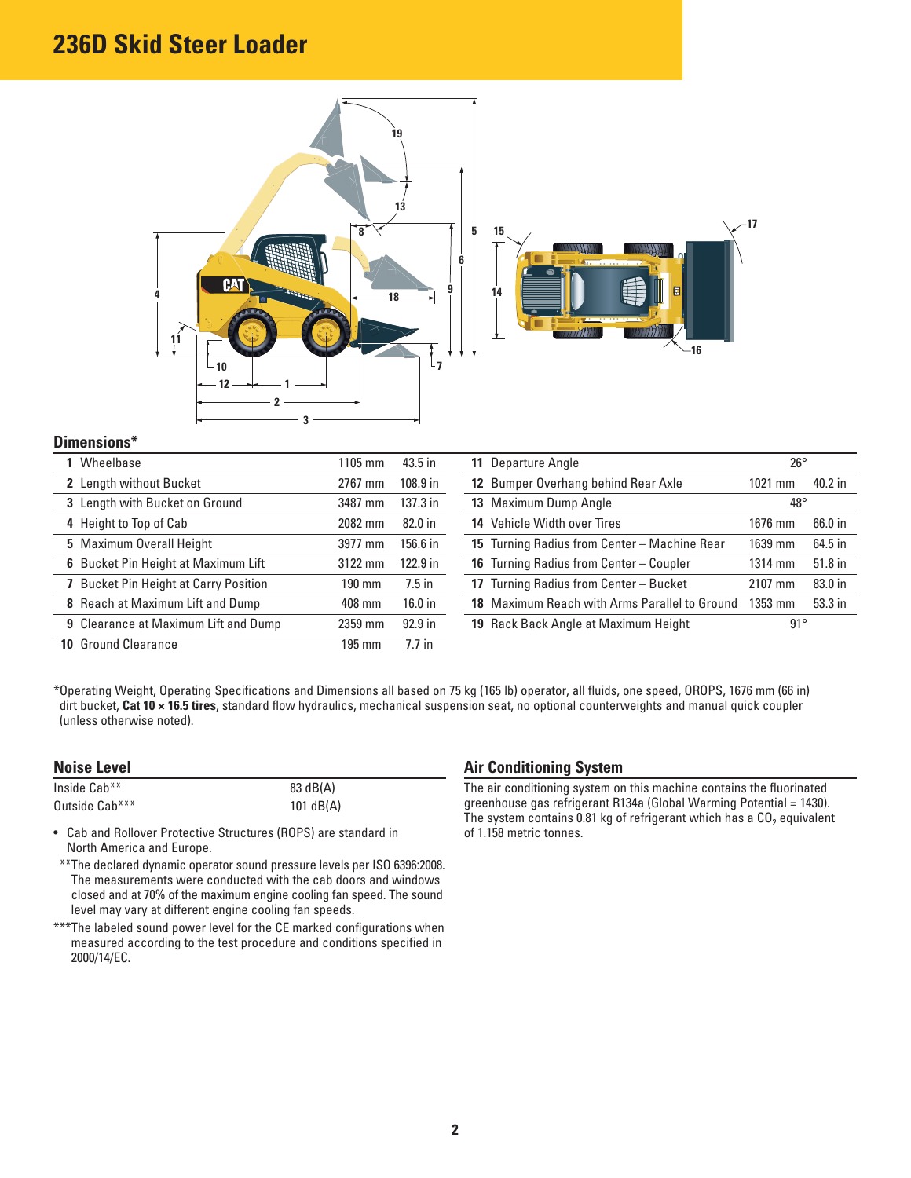# 236D Skid Steer Loader

## Dimensions*

| | | | |
|---|---|---|---|
| **1** | Wheelbase | 1105 mm | 43.5 in |
| **2** | Length without Bucket | 2767 mm | 108.9 in |
| **3** | Length with Bucket on Ground | 3487 mm | 137.3 in |
| **4** | Height to Top of Cab | 2082 mm | 82.0 in |
| **5** | Maximum Overall Height | 3977 mm | 156.6 in |
| **6** | Bucket Pin Height at Maximum Lift | 3122 mm | 122.9 in |
| **7** | Bucket Pin Height at Carry Position | 190 mm | 7.5 in |
| **8** | Reach at Maximum Lift and Dump | 408 mm | 16.0 in |
| **9** | Clearance at Maximum Lift and Dump | 2359 mm | 92.9 in |
| **10** | Ground Clearance | 195 mm | 7.7 in |
| **11** | Departure Angle | 26° | |
| **12** | Bumper Overhang behind Rear Axle | 1021 mm | 40.2 in |
| **13** | Maximum Dump Angle | 48° | |
| **14** | Vehicle Width over Tires | 1676 mm | 66.0 in |
| **15** | Turning Radius from Center – Machine Rear | 1639 mm | 64.5 in |
| **16** | Turning Radius from Center – Coupler | 1314 mm | 51.8 in |
| **17** | Turning Radius from Center – Bucket | 2107 mm | 83.0 in |
| **18** | Maximum Reach with Arms Parallel to Ground | 1353 mm | 53.3 in |
| **19** | Rack Back Angle at Maximum Height | 91° | |

*Operating Weight, Operating Specifications and Dimensions all based on 75 kg (165 lb) operator, all fluids, one speed, OROPS, 1676 mm (66 in) dirt bucket, **Cat 10 × 16.5 tires**, standard flow hydraulics, mechanical suspension seat, no optional counterweights and manual quick coupler (unless otherwise noted).

## Noise Level

| | |
|---|---|
| Inside Cab** | 83 dB(A) |
| Outside Cab*** | 101 dB(A) |

- Cab and Rollover Protective Structures (ROPS) are standard in North America and Europe.

**The declared dynamic operator sound pressure levels per ISO 6396:2008. The measurements were conducted with the cab doors and windows closed and at 70% of the maximum engine cooling fan speed. The sound level may vary at different engine cooling fan speeds.

***The labeled sound power level for the CE marked configurations when measured according to the test procedure and conditions specified in 2000/14/EC.

## Air Conditioning System

The air conditioning system on this machine contains the fluorinated greenhouse gas refrigerant R134a (Global Warming Potential = 1430). The system contains 0.81 kg of refrigerant which has a $CO_2$ equivalent of 1.158 metric tonnes.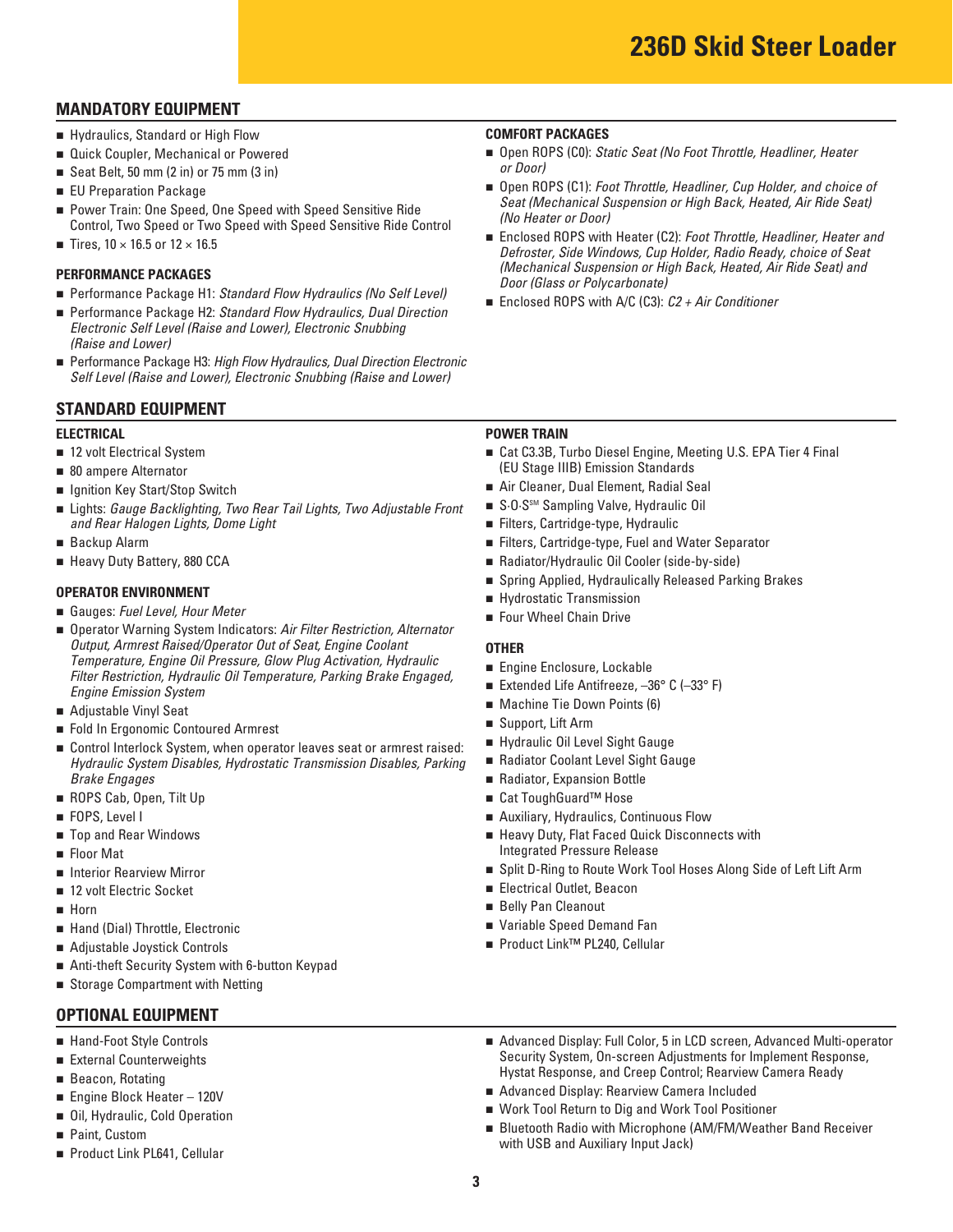# 236D Skid Steer Loader

## MANDATORY EQUIPMENT

- Hydraulics, Standard or High Flow
- Quick Coupler, Mechanical or Powered
- Seat Belt, 50 mm (2 in) or 75 mm (3 in)
- EU Preparation Package
- Power Train: One Speed, One Speed with Speed Sensitive Ride Control, Two Speed or Two Speed with Speed Sensitive Ride Control
- Tires, 10 × 16.5 or 12 × 16.5

### PERFORMANCE PACKAGES

- Performance Package H1: *Standard Flow Hydraulics (No Self Level)*
- Performance Package H2: *Standard Flow Hydraulics, Dual Direction Electronic Self Level (Raise and Lower), Electronic Snubbing (Raise and Lower)*
- Performance Package H3: *High Flow Hydraulics, Dual Direction Electronic Self Level (Raise and Lower), Electronic Snubbing (Raise and Lower)*

### COMFORT PACKAGES

- Open ROPS (C0): *Static Seat (No Foot Throttle, Headliner, Heater or Door)*
- Open ROPS (C1): *Foot Throttle, Headliner, Cup Holder, and choice of Seat (Mechanical Suspension or High Back, Heated, Air Ride Seat) (No Heater or Door)*
- Enclosed ROPS with Heater (C2): *Foot Throttle, Headliner, Heater and Defroster, Side Windows, Cup Holder, Radio Ready, choice of Seat (Mechanical Suspension or High Back, Heated, Air Ride Seat) and Door (Glass or Polycarbonate)*
- Enclosed ROPS with A/C (C3): *C2 + Air Conditioner*

## STANDARD EQUIPMENT

### ELECTRICAL

- 12 volt Electrical System
- 80 ampere Alternator
- Ignition Key Start/Stop Switch
- Lights: *Gauge Backlighting, Two Rear Tail Lights, Two Adjustable Front and Rear Halogen Lights, Dome Light*
- Backup Alarm
- Heavy Duty Battery, 880 CCA

### OPERATOR ENVIRONMENT

- Gauges: *Fuel Level, Hour Meter*
- Operator Warning System Indicators: *Air Filter Restriction, Alternator Output, Armrest Raised/Operator Out of Seat, Engine Coolant Temperature, Engine Oil Pressure, Glow Plug Activation, Hydraulic Filter Restriction, Hydraulic Oil Temperature, Parking Brake Engaged, Engine Emission System*
- Adjustable Vinyl Seat
- Fold In Ergonomic Contoured Armrest
- Control Interlock System, when operator leaves seat or armrest raised: *Hydraulic System Disables, Hydrostatic Transmission Disables, Parking Brake Engages*
- ROPS Cab, Open, Tilt Up
- FOPS, Level I
- Top and Rear Windows
- Floor Mat
- Interior Rearview Mirror
- 12 volt Electric Socket
- Horn
- Hand (Dial) Throttle, Electronic
- Adjustable Joystick Controls
- Anti-theft Security System with 6-button Keypad
- Storage Compartment with Netting

### POWER TRAIN

- Cat C3.3B, Turbo Diesel Engine, Meeting U.S. EPA Tier 4 Final (EU Stage IIIB) Emission Standards
- Air Cleaner, Dual Element, Radial Seal
- S·O·S℠ Sampling Valve, Hydraulic Oil
- Filters, Cartridge-type, Hydraulic
- Filters, Cartridge-type, Fuel and Water Separator
- Radiator/Hydraulic Oil Cooler (side-by-side)
- Spring Applied, Hydraulically Released Parking Brakes
- Hydrostatic Transmission
- Four Wheel Chain Drive

### OTHER

- Engine Enclosure, Lockable
- Extended Life Antifreeze, –36° C (–33° F)
- Machine Tie Down Points (6)
- Support, Lift Arm
- Hydraulic Oil Level Sight Gauge
- Radiator Coolant Level Sight Gauge
- Radiator, Expansion Bottle
- Cat ToughGuard™ Hose
- Auxiliary, Hydraulics, Continuous Flow
- Heavy Duty, Flat Faced Quick Disconnects with Integrated Pressure Release
- Split D-Ring to Route Work Tool Hoses Along Side of Left Lift Arm
- Electrical Outlet, Beacon
- Belly Pan Cleanout
- Variable Speed Demand Fan
- Product Link™ PL240, Cellular

## OPTIONAL EQUIPMENT

- Hand-Foot Style Controls
- External Counterweights
- Beacon, Rotating
- Engine Block Heater – 120V
- Oil, Hydraulic, Cold Operation
- Paint, Custom
- Product Link PL641, Cellular
- Advanced Display: Full Color, 5 in LCD screen, Advanced Multi-operator Security System, On-screen Adjustments for Implement Response, Hystat Response, and Creep Control; Rearview Camera Ready
- Advanced Display: Rearview Camera Included
- Work Tool Return to Dig and Work Tool Positioner
- Bluetooth Radio with Microphone (AM/FM/Weather Band Receiver with USB and Auxiliary Input Jack)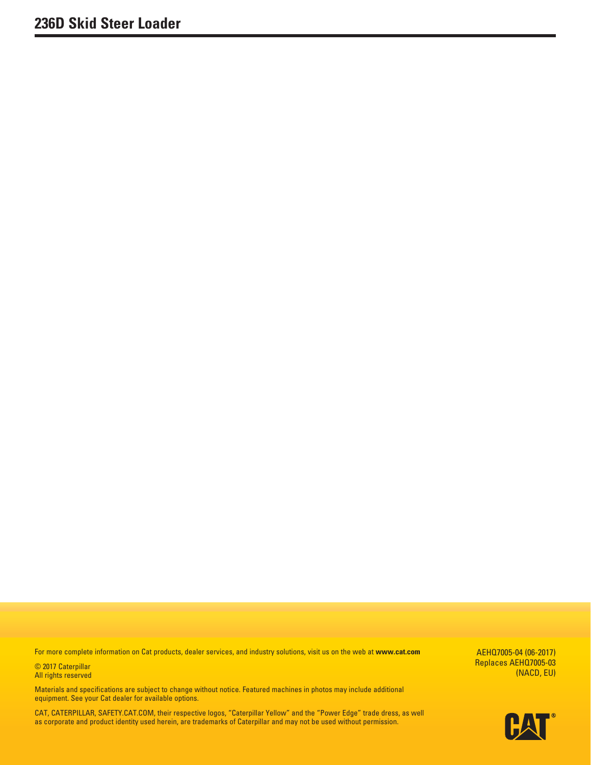# 236D Skid Steer Loader

For more complete information on Cat products, dealer services, and industry solutions, visit us on the web at **www.cat.com**

© 2017 Caterpillar
All rights reserved

Materials and specifications are subject to change without notice. Featured machines in photos may include additional equipment. See your Cat dealer for available options.

CAT, CATERPILLAR, SAFETY.CAT.COM, their respective logos, "Caterpillar Yellow" and the "Power Edge" trade dress, as well as corporate and product identity used herein, are trademarks of Caterpillar and may not be used without permission.

AEHQ7005-04 (06-2017)
Replaces AEHQ7005-03
(NACD, EU)